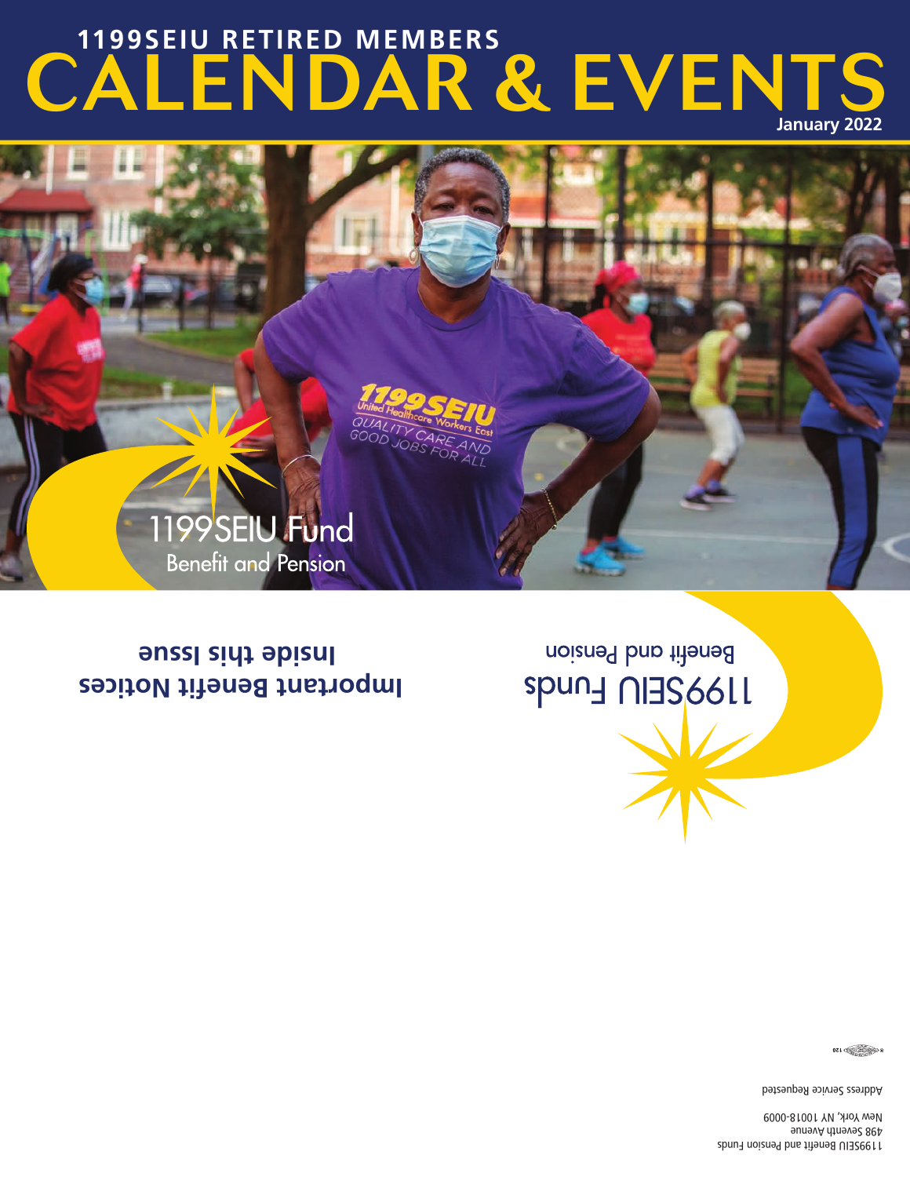# 1199SEIU RETIRED MEMBERS CALENDAR & EVENTS

January 2022

1199SEIU Fund
Benefit and Pension

1199SEIU Funds
Benefit and Pension

**Important Benefit Notices Inside this Issue**

1199SEIU Benefit and Pension Funds
498 Seventh Avenue
New York, NY 10018-0009

Address Service Requested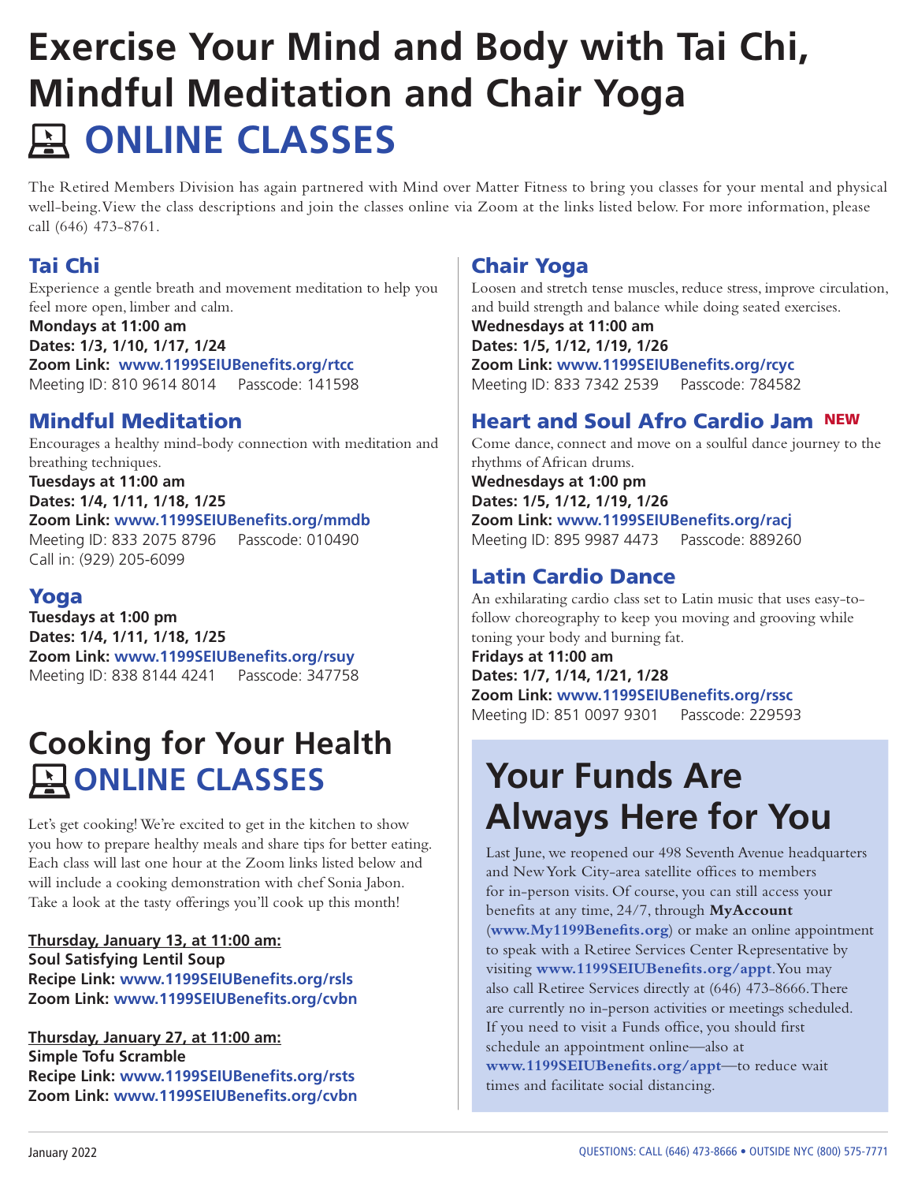# Exercise Your Mind and Body with Tai Chi, Mindful Meditation and Chair Yoga

## ONLINE CLASSES

The Retired Members Division has again partnered with Mind over Matter Fitness to bring you classes for your mental and physical well-being. View the class descriptions and join the classes online via Zoom at the links listed below. For more information, please call (646) 473-8761.

### Tai Chi

Experience a gentle breath and movement meditation to help you feel more open, limber and calm.

**Mondays at 11:00 am**
**Dates: 1/3, 1/10, 1/17, 1/24**
**Zoom Link: www.1199SEIUBenefits.org/rtcc**
Meeting ID: 810 9614 8014 Passcode: 141598

### Mindful Meditation

Encourages a healthy mind-body connection with meditation and breathing techniques.

**Tuesdays at 11:00 am**
**Dates: 1/4, 1/11, 1/18, 1/25**
**Zoom Link: www.1199SEIUBenefits.org/mmdb**
Meeting ID: 833 2075 8796 Passcode: 010490
Call in: (929) 205-6099

### Yoga

**Tuesdays at 1:00 pm**
**Dates: 1/4, 1/11, 1/18, 1/25**
**Zoom Link: www.1199SEIUBenefits.org/rsuy**
Meeting ID: 838 8144 4241 Passcode: 347758

### Chair Yoga

Loosen and stretch tense muscles, reduce stress, improve circulation, and build strength and balance while doing seated exercises.

**Wednesdays at 11:00 am**
**Dates: 1/5, 1/12, 1/19, 1/26**
**Zoom Link: www.1199SEIUBenefits.org/rcyc**
Meeting ID: 833 7342 2539 Passcode: 784582

### Heart and Soul Afro Cardio Jam NEW

Come dance, connect and move on a soulful dance journey to the rhythms of African drums.

**Wednesdays at 1:00 pm**
**Dates: 1/5, 1/12, 1/19, 1/26**
**Zoom Link: www.1199SEIUBenefits.org/racj**
Meeting ID: 895 9987 4473 Passcode: 889260

### Latin Cardio Dance

An exhilarating cardio class set to Latin music that uses easy-to-follow choreography to keep you moving and grooving while toning your body and burning fat.

**Fridays at 11:00 am**
**Dates: 1/7, 1/14, 1/21, 1/28**
**Zoom Link: www.1199SEIUBenefits.org/rssc**
Meeting ID: 851 0097 9301 Passcode: 229593

# Cooking for Your Health

## ONLINE CLASSES

Let's get cooking! We're excited to get in the kitchen to show you how to prepare healthy meals and share tips for better eating. Each class will last one hour at the Zoom links listed below and will include a cooking demonstration with chef Sonia Jabon. Take a look at the tasty offerings you'll cook up this month!

**Thursday, January 13, at 11:00 am:**
**Soul Satisfying Lentil Soup**
**Recipe Link: www.1199SEIUBenefits.org/rsls**
**Zoom Link: www.1199SEIUBenefits.org/cvbn**

**Thursday, January 27, at 11:00 am:**
**Simple Tofu Scramble**
**Recipe Link: www.1199SEIUBenefits.org/rsts**
**Zoom Link: www.1199SEIUBenefits.org/cvbn**

# Your Funds Are Always Here for You

Last June, we reopened our 498 Seventh Avenue headquarters and New York City-area satellite offices to members for in-person visits. Of course, you can still access your benefits at any time, 24/7, through **MyAccount** (**www.My1199Benefits.org**) or make an online appointment to speak with a Retiree Services Center Representative by visiting **www.1199SEIUBenefits.org/appt**. You may also call Retiree Services directly at (646) 473-8666. There are currently no in-person activities or meetings scheduled. If you need to visit a Funds office, you should first schedule an appointment online—also at **www.1199SEIUBenefits.org/appt**—to reduce wait times and facilitate social distancing.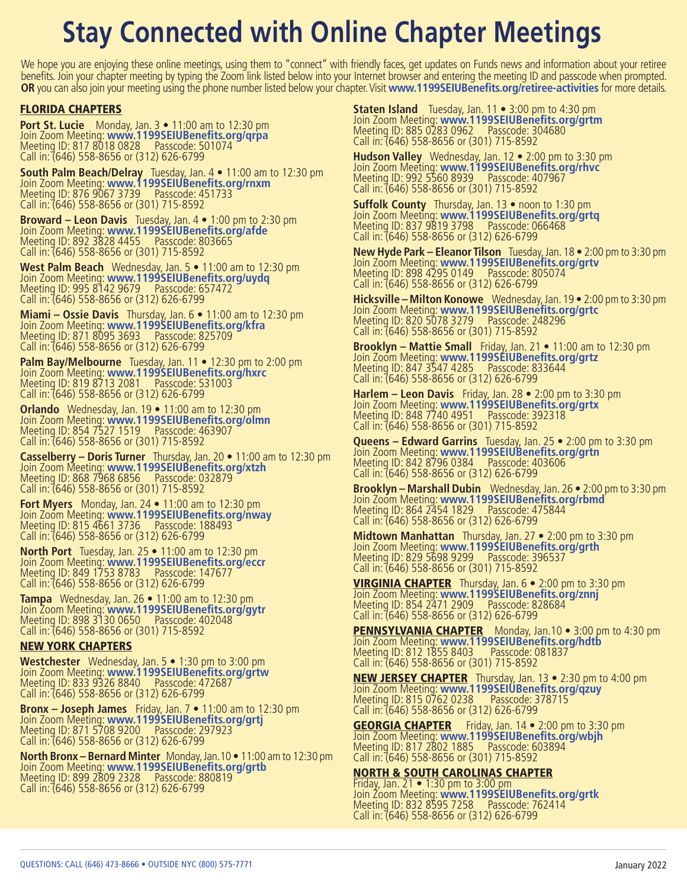# Stay Connected with Online Chapter Meetings

We hope you are enjoying these online meetings, using them to "connect" with friendly faces, get updates on Funds news and information about your retiree benefits. Join your chapter meeting by typing the Zoom link listed below into your Internet browser and entering the meeting ID and passcode when prompted. **OR** you can also join your meeting using the phone number listed below your chapter. Visit **www.1199SEIUBenefits.org/retiree-activities** for more details.

## FLORIDA CHAPTERS

**Port St. Lucie** Monday, Jan. 3 • 11:00 am to 12:30 pm
Join Zoom Meeting: **www.1199SEIUBenefits.org/qrpa**
Meeting ID: 817 8018 0828 Passcode: 501074
Call in: (646) 558-8656 or (312) 626-6799

**South Palm Beach/Delray** Tuesday, Jan. 4 • 11:00 am to 12:30 pm
Join Zoom Meeting: **www.1199SEIUBenefits.org/rnxm**
Meeting ID: 876 9067 3739 Passcode: 451733
Call in: (646) 558-8656 or (301) 715-8592

**Broward – Leon Davis** Tuesday, Jan. 4 • 1:00 pm to 2:30 pm
Join Zoom Meeting: **www.1199SEIUBenefits.org/afde**
Meeting ID: 892 3828 4455 Passcode: 803665
Call in: (646) 558-8656 or (301) 715-8592

**West Palm Beach** Wednesday, Jan. 5 • 11:00 am to 12:30 pm
Join Zoom Meeting: **www.1199SEIUBenefits.org/uydq**
Meeting ID: 995 8142 9679 Passcode: 657472
Call in: (646) 558-8656 or (312) 626-6799

**Miami – Ossie Davis** Thursday, Jan. 6 • 11:00 am to 12:30 pm
Join Zoom Meeting: **www.1199SEIUBenefits.org/kfra**
Meeting ID: 871 8095 3693 Passcode: 825709
Call in: (646) 558-8656 or (312) 626-6799

**Palm Bay/Melbourne** Tuesday, Jan. 11 • 12:30 pm to 2:00 pm
Join Zoom Meeting: **www.1199SEIUBenefits.org/hxrc**
Meeting ID: 819 8713 2081 Passcode: 531003
Call in: (646) 558-8656 or (312) 626-6799

**Orlando** Wednesday, Jan. 19 • 11:00 am to 12:30 pm
Join Zoom Meeting: **www.1199SEIUBenefits.org/olmn**
Meeting ID: 854 7527 1519 Passcode: 463907
Call in: (646) 558-8656 or (301) 715-8592

**Casselberry – Doris Turner** Thursday, Jan. 20 • 11:00 am to 12:30 pm
Join Zoom Meeting: **www.1199SEIUBenefits.org/xtzh**
Meeting ID: 868 7968 6856 Passcode: 032879
Call in: (646) 558-8656 or (301) 715-8592

**Fort Myers** Monday, Jan. 24 • 11:00 am to 12:30 pm
Join Zoom Meeting: **www.1199SEIUBenefits.org/nway**
Meeting ID: 815 4661 3736 Passcode: 188493
Call in: (646) 558-8656 or (312) 626-6799

**North Port** Tuesday, Jan. 25 • 11:00 am to 12:30 pm
Join Zoom Meeting: **www.1199SEIUBenefits.org/eccr**
Meeting ID: 849 1753 8783 Passcode: 147677
Call in: (646) 558-8656 or (312) 626-6799

**Tampa** Wednesday, Jan. 26 • 11:00 am to 12:30 pm
Join Zoom Meeting: **www.1199SEIUBenefits.org/gytr**
Meeting ID: 898 3130 0650 Passcode: 402048
Call in: (646) 558-8656 or (301) 715-8592

## NEW YORK CHAPTERS

**Westchester** Wednesday, Jan. 5 • 1:30 pm to 3:00 pm
Join Zoom Meeting: **www.1199SEIUBenefits.org/grtw**
Meeting ID: 833 9326 8840 Passcode: 472687
Call in: (646) 558-8656 or (312) 626-6799

**Bronx – Joseph James** Friday, Jan. 7 • 11:00 am to 12:30 pm
Join Zoom Meeting: **www.1199SEIUBenefits.org/grtj**
Meeting ID: 871 5708 9200 Passcode: 297923
Call in: (646) 558-8656 or (312) 626-6799

**North Bronx – Bernard Minter** Monday, Jan.10 • 11:00 am to 12:30 pm
Join Zoom Meeting: **www.1199SEIUBenefits.org/grtb**
Meeting ID: 899 2809 2328 Passcode: 880819
Call in: (646) 558-8656 or (312) 626-6799

**Staten Island** Tuesday, Jan. 11 • 3:00 pm to 4:30 pm
Join Zoom Meeting: **www.1199SEIUBenefits.org/grtm**
Meeting ID: 885 0283 0962 Passcode: 304680
Call in: (646) 558-8656 or (301) 715-8592

**Hudson Valley** Wednesday, Jan. 12 • 2:00 pm to 3:30 pm
Join Zoom Meeting: **www.1199SEIUBenefits.org/rhvc**
Meeting ID: 992 5560 8939 Passcode: 407967
Call in: (646) 558-8656 or (301) 715-8592

**Suffolk County** Thursday, Jan. 13 • noon to 1:30 pm
Join Zoom Meeting: **www.1199SEIUBenefits.org/grtq**
Meeting ID: 837 9819 3798 Passcode: 066468
Call in: (646) 558-8656 or (312) 626-6799

**New Hyde Park – Eleanor Tilson** Tuesday, Jan. 18 • 2:00 pm to 3:30 pm
Join Zoom Meeting: **www.1199SEIUBenefits.org/grtv**
Meeting ID: 898 4295 0149 Passcode: 805074
Call in: (646) 558-8656 or (312) 626-6799

**Hicksville – Milton Konowe** Wednesday, Jan. 19 • 2:00 pm to 3:30 pm
Join Zoom Meeting: **www.1199SEIUBenefits.org/grtc**
Meeting ID: 820 5078 3279 Passcode: 248296
Call in: (646) 558-8656 or (301) 715-8592

**Brooklyn – Mattie Small** Friday, Jan. 21 • 11:00 am to 12:30 pm
Join Zoom Meeting: **www.1199SEIUBenefits.org/grtz**
Meeting ID: 847 3547 4285 Passcode: 833644
Call in: (646) 558-8656 or (312) 626-6799

**Harlem – Leon Davis** Friday, Jan. 28 • 2:00 pm to 3:30 pm
Join Zoom Meeting: **www.1199SEIUBenefits.org/grtx**
Meeting ID: 848 7740 4951 Passcode: 392318
Call in: (646) 558-8656 or (301) 715-8592

**Queens – Edward Garrins** Tuesday, Jan. 25 • 2:00 pm to 3:30 pm
Join Zoom Meeting: **www.1199SEIUBenefits.org/grtn**
Meeting ID: 842 8796 0384 Passcode: 403606
Call in: (646) 558-8656 or (312) 626-6799

**Brooklyn – Marshall Dubin** Wednesday, Jan. 26 • 2:00 pm to 3:30 pm
Join Zoom Meeting: **www.1199SEIUBenefits.org/rbmd**
Meeting ID: 864 2454 1829 Passcode: 475844
Call in: (646) 558-8656 or (312) 626-6799

**Midtown Manhattan** Thursday, Jan. 27 • 2:00 pm to 3:30 pm
Join Zoom Meeting: **www.1199SEIUBenefits.org/grth**
Meeting ID: 829 5698 9299 Passcode: 396537
Call in: (646) 558-8656 or (301) 715-8592

## VIRGINIA CHAPTER

Thursday, Jan. 6 • 2:00 pm to 3:30 pm
Join Zoom Meeting: **www.1199SEIUBenefits.org/znnj**
Meeting ID: 854 2471 2909 Passcode: 828684
Call in: (646) 558-8656 or (312) 626-6799

## PENNSYLVANIA CHAPTER

Monday, Jan.10 • 3:00 pm to 4:30 pm
Join Zoom Meeting: **www.1199SEIUBenefits.org/hdtb**
Meeting ID: 812 1855 8403 Passcode: 081837
Call in: (646) 558-8656 or (301) 715-8592

## NEW JERSEY CHAPTER

Thursday, Jan. 13 • 2:30 pm to 4:00 pm
Join Zoom Meeting: **www.1199SEIUBenefits.org/qzuy**
Meeting ID: 815 0762 0238 Passcode: 378715
Call in: (646) 558-8656 or (312) 626-6799

## GEORGIA CHAPTER

Friday, Jan. 14 • 2:00 pm to 3:30 pm
Join Zoom Meeting: **www.1199SEIUBenefits.org/wbjh**
Meeting ID: 817 2802 1885 Passcode: 603894
Call in: (646) 558-8656 or (301) 715-8592

## NORTH & SOUTH CAROLINAS CHAPTER

Friday, Jan. 21 • 1:30 pm to 3:00 pm
Join Zoom Meeting: **www.1199SEIUBenefits.org/grtk**
Meeting ID: 832 8595 7258 Passcode: 762414
Call in: (646) 558-8656 or (312) 626-6799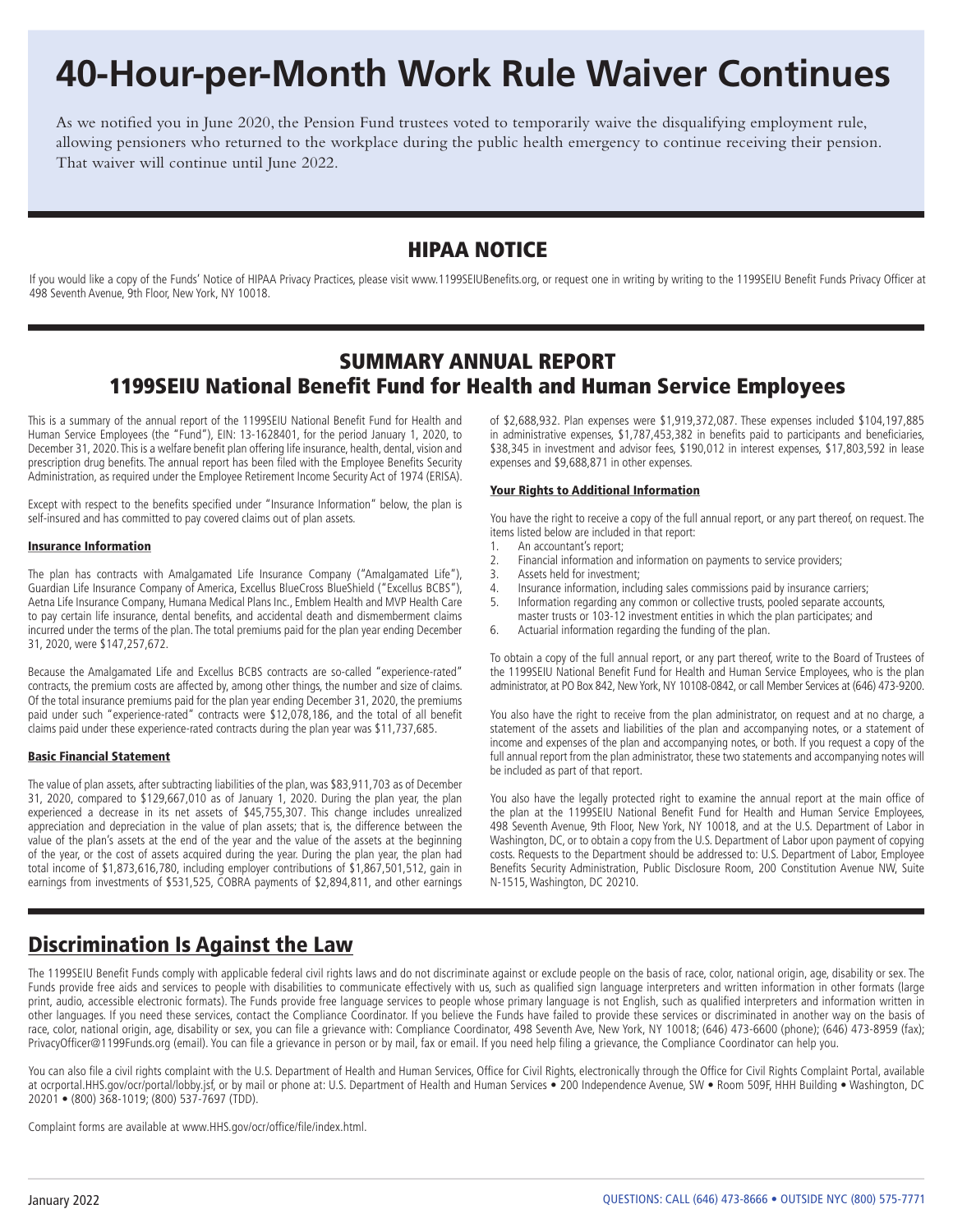# 40-Hour-per-Month Work Rule Waiver Continues

As we notified you in June 2020, the Pension Fund trustees voted to temporarily waive the disqualifying employment rule, allowing pensioners who returned to the workplace during the public health emergency to continue receiving their pension. That waiver will continue until June 2022.

## HIPAA NOTICE

If you would like a copy of the Funds' Notice of HIPAA Privacy Practices, please visit www.1199SEIUBenefits.org, or request one in writing by writing to the 1199SEIU Benefit Funds Privacy Officer at 498 Seventh Avenue, 9th Floor, New York, NY 10018.

## SUMMARY ANNUAL REPORT
## 1199SEIU National Benefit Fund for Health and Human Service Employees

This is a summary of the annual report of the 1199SEIU National Benefit Fund for Health and Human Service Employees (the "Fund"), EIN: 13-1628401, for the period January 1, 2020, to December 31, 2020. This is a welfare benefit plan offering life insurance, health, dental, vision and prescription drug benefits. The annual report has been filed with the Employee Benefits Security Administration, as required under the Employee Retirement Income Security Act of 1974 (ERISA).

Except with respect to the benefits specified under "Insurance Information" below, the plan is self-insured and has committed to pay covered claims out of plan assets.

**Insurance Information**

The plan has contracts with Amalgamated Life Insurance Company ("Amalgamated Life"), Guardian Life Insurance Company of America, Excellus BlueCross BlueShield ("Excellus BCBS"), Aetna Life Insurance Company, Humana Medical Plans Inc., Emblem Health and MVP Health Care to pay certain life insurance, dental benefits, and accidental death and dismemberment claims incurred under the terms of the plan. The total premiums paid for the plan year ending December 31, 2020, were $147,257,672.

Because the Amalgamated Life and Excellus BCBS contracts are so-called "experience-rated" contracts, the premium costs are affected by, among other things, the number and size of claims. Of the total insurance premiums paid for the plan year ending December 31, 2020, the premiums paid under such "experience-rated" contracts were $12,078,186, and the total of all benefit claims paid under these experience-rated contracts during the plan year was $11,737,685.

**Basic Financial Statement**

The value of plan assets, after subtracting liabilities of the plan, was $83,911,703 as of December 31, 2020, compared to $129,667,010 as of January 1, 2020. During the plan year, the plan experienced a decrease in its net assets of $45,755,307. This change includes unrealized appreciation and depreciation in the value of plan assets; that is, the difference between the value of the plan's assets at the end of the year and the value of the assets at the beginning of the year, or the cost of assets acquired during the year. During the plan year, the plan had total income of $1,873,616,780, including employer contributions of $1,867,501,512, gain in earnings from investments of $531,525, COBRA payments of $2,894,811, and other earnings of $2,688,932. Plan expenses were $1,919,372,087. These expenses included $104,197,885 in administrative expenses, $1,787,453,382 in benefits paid to participants and beneficiaries, $38,345 in investment and advisor fees, $190,012 in interest expenses, $17,803,592 in lease expenses and $9,688,871 in other expenses.

**Your Rights to Additional Information**

You have the right to receive a copy of the full annual report, or any part thereof, on request. The items listed below are included in that report:

1. An accountant's report;
2. Financial information and information on payments to service providers;
3. Assets held for investment;
4. Insurance information, including sales commissions paid by insurance carriers;
5. Information regarding any common or collective trusts, pooled separate accounts, master trusts or 103-12 investment entities in which the plan participates; and
6. Actuarial information regarding the funding of the plan.

To obtain a copy of the full annual report, or any part thereof, write to the Board of Trustees of the 1199SEIU National Benefit Fund for Health and Human Service Employees, who is the plan administrator, at PO Box 842, New York, NY 10108-0842, or call Member Services at (646) 473-9200.

You also have the right to receive from the plan administrator, on request and at no charge, a statement of the assets and liabilities of the plan and accompanying notes, or a statement of income and expenses of the plan and accompanying notes, or both. If you request a copy of the full annual report from the plan administrator, these two statements and accompanying notes will be included as part of that report.

You also have the legally protected right to examine the annual report at the main office of the plan at the 1199SEIU National Benefit Fund for Health and Human Service Employees, 498 Seventh Avenue, 9th Floor, New York, NY 10018, and at the U.S. Department of Labor in Washington, DC, or to obtain a copy from the U.S. Department of Labor upon payment of copying costs. Requests to the Department should be addressed to: U.S. Department of Labor, Employee Benefits Security Administration, Public Disclosure Room, 200 Constitution Avenue NW, Suite N-1515, Washington, DC 20210.

## Discrimination Is Against the Law

The 1199SEIU Benefit Funds comply with applicable federal civil rights laws and do not discriminate against or exclude people on the basis of race, color, national origin, age, disability or sex. The Funds provide free aids and services to people with disabilities to communicate effectively with us, such as qualified sign language interpreters and written information in other formats (large print, audio, accessible electronic formats). The Funds provide free language services to people whose primary language is not English, such as qualified interpreters and information written in other languages. If you need these services, contact the Compliance Coordinator. If you believe the Funds have failed to provide these services or discriminated in another way on the basis of race, color, national origin, age, disability or sex, you can file a grievance with: Compliance Coordinator, 498 Seventh Ave, New York, NY 10018; (646) 473-6600 (phone); (646) 473-8959 (fax); PrivacyOfficer@1199Funds.org (email). You can file a grievance in person or by mail, fax or email. If you need help filing a grievance, the Compliance Coordinator can help you.

You can also file a civil rights complaint with the U.S. Department of Health and Human Services, Office for Civil Rights, electronically through the Office for Civil Rights Complaint Portal, available at ocrportal.HHS.gov/ocr/portal/lobby.jsf, or by mail or phone at: U.S. Department of Health and Human Services • 200 Independence Avenue, SW • Room 509F, HHH Building • Washington, DC 20201 • (800) 368-1019; (800) 537-7697 (TDD).

Complaint forms are available at www.HHS.gov/ocr/office/file/index.html.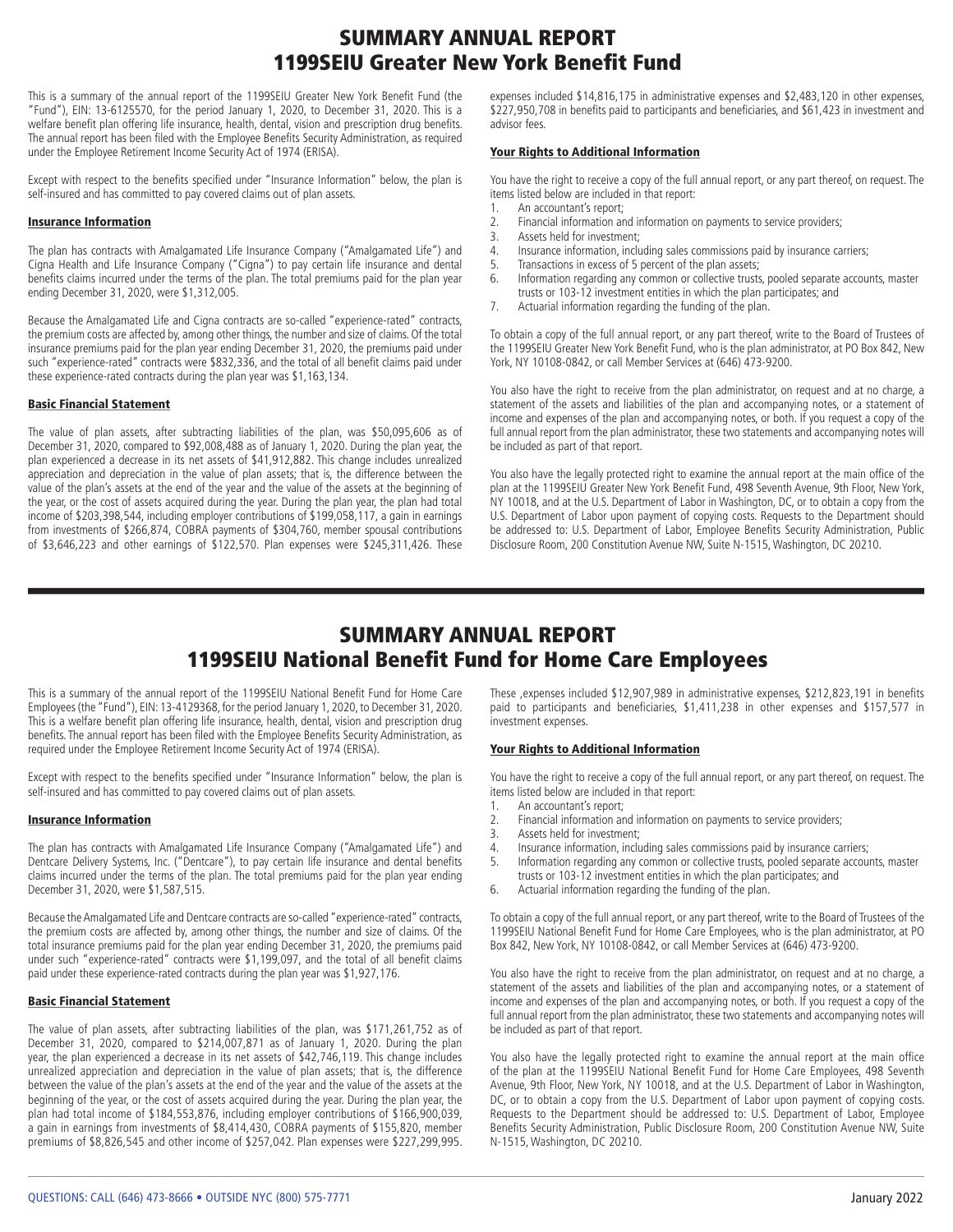# SUMMARY ANNUAL REPORT
# 1199SEIU Greater New York Benefit Fund

This is a summary of the annual report of the 1199SEIU Greater New York Benefit Fund (the "Fund"), EIN: 13-6125570, for the period January 1, 2020, to December 31, 2020. This is a welfare benefit plan offering life insurance, health, dental, vision and prescription drug benefits. The annual report has been filed with the Employee Benefits Security Administration, as required under the Employee Retirement Income Security Act of 1974 (ERISA).

Except with respect to the benefits specified under "Insurance Information" below, the plan is self-insured and has committed to pay covered claims out of plan assets.

### Insurance Information

The plan has contracts with Amalgamated Life Insurance Company ("Amalgamated Life") and Cigna Health and Life Insurance Company ("Cigna") to pay certain life insurance and dental benefits claims incurred under the terms of the plan. The total premiums paid for the plan year ending December 31, 2020, were $1,312,005.

Because the Amalgamated Life and Cigna contracts are so-called "experience-rated" contracts, the premium costs are affected by, among other things, the number and size of claims. Of the total insurance premiums paid for the plan year ending December 31, 2020, the premiums paid under such "experience-rated" contracts were $832,336, and the total of all benefit claims paid under these experience-rated contracts during the plan year was $1,163,134.

### Basic Financial Statement

The value of plan assets, after subtracting liabilities of the plan, was $50,095,606 as of December 31, 2020, compared to $92,008,488 as of January 1, 2020. During the plan year, the plan experienced a decrease in its net assets of $41,912,882. This change includes unrealized appreciation and depreciation in the value of plan assets; that is, the difference between the value of the plan's assets at the end of the year and the value of the assets at the beginning of the year, or the cost of assets acquired during the year. During the plan year, the plan had total income of $203,398,544, including employer contributions of $199,058,117, a gain in earnings from investments of $266,874, COBRA payments of $304,760, member spousal contributions of $3,646,223 and other earnings of $122,570. Plan expenses were $245,311,426. These expenses included $14,816,175 in administrative expenses and $2,483,120 in other expenses, $227,950,708 in benefits paid to participants and beneficiaries, and $61,423 in investment and advisor fees.

### Your Rights to Additional Information

You have the right to receive a copy of the full annual report, or any part thereof, on request. The items listed below are included in that report:

1. An accountant's report;
2. Financial information and information on payments to service providers;
3. Assets held for investment;
4. Insurance information, including sales commissions paid by insurance carriers;
5. Transactions in excess of 5 percent of the plan assets;
6. Information regarding any common or collective trusts, pooled separate accounts, master trusts or 103-12 investment entities in which the plan participates; and
7. Actuarial information regarding the funding of the plan.

To obtain a copy of the full annual report, or any part thereof, write to the Board of Trustees of the 1199SEIU Greater New York Benefit Fund, who is the plan administrator, at PO Box 842, New York, NY 10108-0842, or call Member Services at (646) 473-9200.

You also have the right to receive from the plan administrator, on request and at no charge, a statement of the assets and liabilities of the plan and accompanying notes, or a statement of income and expenses of the plan and accompanying notes, or both. If you request a copy of the full annual report from the plan administrator, these two statements and accompanying notes will be included as part of that report.

You also have the legally protected right to examine the annual report at the main office of the plan at the 1199SEIU Greater New York Benefit Fund, 498 Seventh Avenue, 9th Floor, New York, NY 10018, and at the U.S. Department of Labor in Washington, DC, or to obtain a copy from the U.S. Department of Labor upon payment of copying costs. Requests to the Department should be addressed to: U.S. Department of Labor, Employee Benefits Security Administration, Public Disclosure Room, 200 Constitution Avenue NW, Suite N-1515, Washington, DC 20210.

---

# SUMMARY ANNUAL REPORT
# 1199SEIU National Benefit Fund for Home Care Employees

This is a summary of the annual report of the 1199SEIU National Benefit Fund for Home Care Employees (the "Fund"), EIN: 13-4129368, for the period January 1, 2020, to December 31, 2020. This is a welfare benefit plan offering life insurance, health, dental, vision and prescription drug benefits. The annual report has been filed with the Employee Benefits Security Administration, as required under the Employee Retirement Income Security Act of 1974 (ERISA).

Except with respect to the benefits specified under "Insurance Information" below, the plan is self-insured and has committed to pay covered claims out of plan assets.

### Insurance Information

The plan has contracts with Amalgamated Life Insurance Company ("Amalgamated Life") and Dentcare Delivery Systems, Inc. ("Dentcare"), to pay certain life insurance and dental benefits claims incurred under the terms of the plan. The total premiums paid for the plan year ending December 31, 2020, was $1,587,515.

Because the Amalgamated Life and Dentcare contracts are so-called "experience-rated" contracts, the premium costs are affected by, among other things, the number and size of claims. Of the total insurance premiums paid for the plan year ending December 31, 2020, the premiums paid under such "experience-rated" contracts were $1,199,097, and the total of all benefit claims paid under these experience-rated contracts during the plan year was $1,927,176.

### Basic Financial Statement

The value of plan assets, after subtracting liabilities of the plan, was $171,261,752 as of December 31, 2020, compared to $214,007,871 as of January 1, 2020. During the plan year, the plan experienced a decrease in its net assets of $42,746,119. This change includes unrealized appreciation and depreciation in the value of plan assets; that is, the difference between the value of the plan's assets at the end of the year and the value of the assets at the beginning of the year, or the cost of assets acquired during the year. During the plan year, the plan had total income of $184,553,876, including employer contributions of $166,900,039, a gain in earnings from investments of $8,414,430, COBRA payments of $155,820, member premiums of $8,826,545 and other income of $257,042. Plan expenses were $227,299,995. These ,expenses included $12,907,989 in administrative expenses, $212,823,191 in benefits paid to participants and beneficiaries, $1,411,238 in other expenses and $157,577 in investment expenses.

### Your Rights to Additional Information

You have the right to receive a copy of the full annual report, or any part thereof, on request. The items listed below are included in that report:

1. An accountant's report;
2. Financial information and information on payments to service providers;
3. Assets held for investment;
4. Insurance information, including sales commissions paid by insurance carriers;
5. Information regarding any common or collective trusts, pooled separate accounts, master trusts or 103-12 investment entities in which the plan participates; and
6. Actuarial information regarding the funding of the plan.

To obtain a copy of the full annual report, or any part thereof, write to the Board of Trustees of the 1199SEIU National Benefit Fund for Home Care Employees, who is the plan administrator, at PO Box 842, New York, NY 10108-0842, or call Member Services at (646) 473-9200.

You also have the right to receive from the plan administrator, on request and at no charge, a statement of the assets and liabilities of the plan and accompanying notes, or a statement of income and expenses of the plan and accompanying notes, or both. If you request a copy of the full annual report from the plan administrator, these two statements and accompanying notes will be included as part of that report.

You also have the legally protected right to examine the annual report at the main office of the plan at the 1199SEIU National Benefit Fund for Home Care Employees, 498 Seventh Avenue, 9th Floor, New York, NY 10018, and at the U.S. Department of Labor in Washington, DC, or to obtain a copy from the U.S. Department of Labor upon payment of copying costs. Requests to the Department should be addressed to: U.S. Department of Labor, Employee Benefits Security Administration, Public Disclosure Room, 200 Constitution Avenue NW, Suite N-1515, Washington, DC 20210.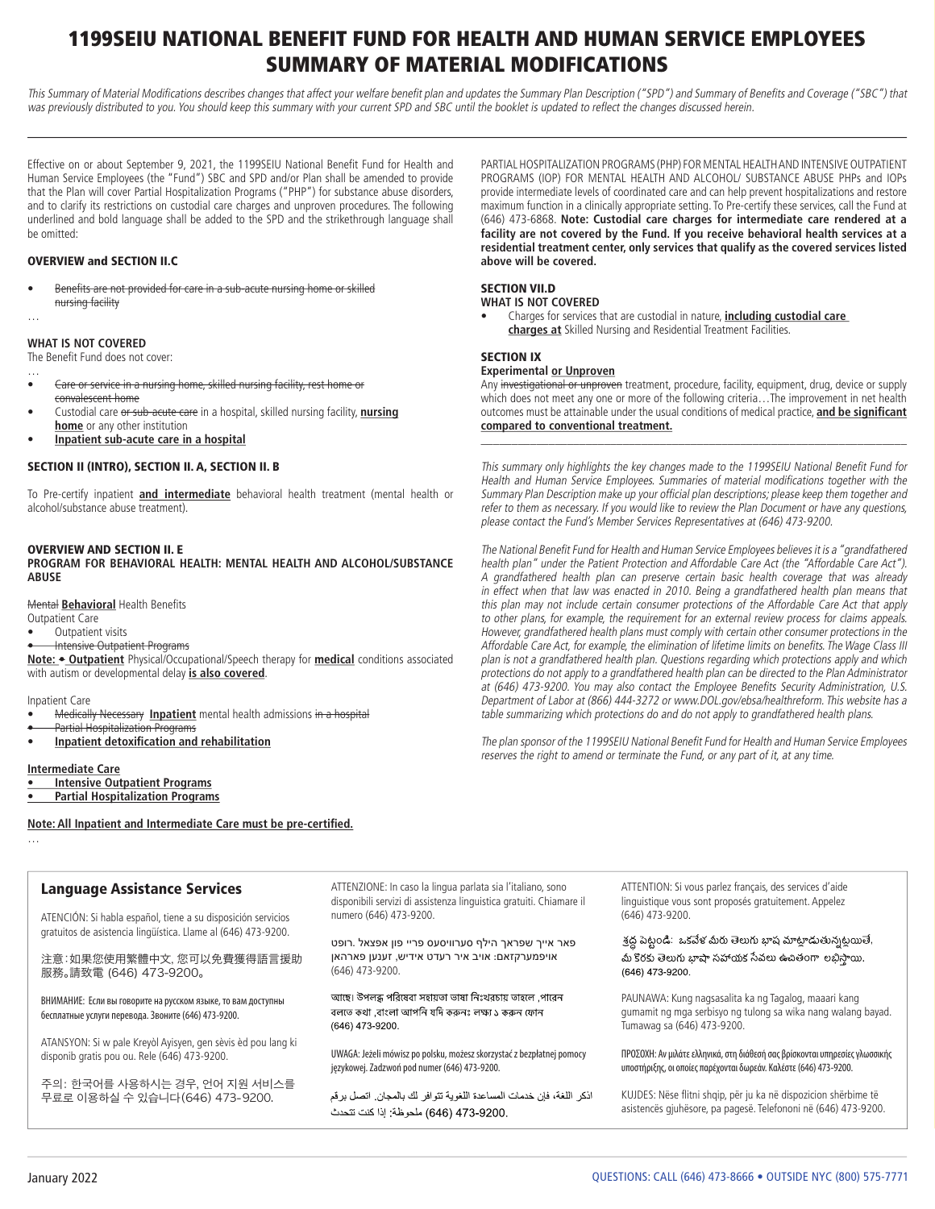# 1199SEIU NATIONAL BENEFIT FUND FOR HEALTH AND HUMAN SERVICE EMPLOYEES SUMMARY OF MATERIAL MODIFICATIONS

*This Summary of Material Modifications describes changes that affect your welfare benefit plan and updates the Summary Plan Description ("SPD") and Summary of Benefits and Coverage ("SBC") that was previously distributed to you. You should keep this summary with your current SPD and SBC until the booklet is updated to reflect the changes discussed herein.*

---

Effective on or about September 9, 2021, the 1199SEIU National Benefit Fund for Health and Human Service Employees (the "Fund") SBC and SPD and/or Plan shall be amended to provide that the Plan will cover Partial Hospitalization Programs ("PHP") for substance abuse disorders, and to clarify its restrictions on custodial care charges and unproven procedures. The following underlined and bold language shall be added to the SPD and the strikethrough language shall be omitted:

### OVERVIEW and SECTION II.C

- ~~Benefits are not provided for care in a sub-acute nursing home or skilled nursing facility~~

…

**WHAT IS NOT COVERED**

The Benefit Fund does not cover:

…

- ~~Care or service in a nursing home, skilled nursing facility, rest home or convalescent home~~
- Custodial care ~~or sub-acute care~~ in a hospital, skilled nursing facility, <u>**nursing home**</u> or any other institution
- <u>**Inpatient sub-acute care in a hospital**</u>

### SECTION II (INTRO), SECTION II. A, SECTION II. B

To Pre-certify inpatient <u>**and intermediate**</u> behavioral health treatment (mental health or alcohol/substance abuse treatment).

### OVERVIEW AND SECTION II. E

**PROGRAM FOR BEHAVIORAL HEALTH: MENTAL HEALTH AND ALCOHOL/SUBSTANCE ABUSE**

~~Mental~~ <u>**Behavioral**</u> Health Benefits

Outpatient Care

- Outpatient visits
- ~~Intensive Outpatient Programs~~

<u>**Note:**</u> ~~•~~ <u>**Outpatient**</u> Physical/Occupational/Speech therapy for <u>**medical**</u> conditions associated with autism or developmental delay <u>**is also covered**</u>.

Inpatient Care

- ~~Medically Necessary~~ <u>**Inpatient**</u> mental health admissions ~~in a hospital~~
- ~~Partial Hospitalization Programs~~
- <u>**Inpatient detoxification and rehabilitation**</u>

<u>**Intermediate Care**</u>

- <u>**Intensive Outpatient Programs**</u>
- <u>**Partial Hospitalization Programs**</u>

<u>**Note: All Inpatient and Intermediate Care must be pre-certified.**</u>

…

PARTIAL HOSPITALIZATION PROGRAMS (PHP) FOR MENTAL HEALTH AND INTENSIVE OUTPATIENT PROGRAMS (IOP) FOR MENTAL HEALTH AND ALCOHOL/ SUBSTANCE ABUSE PHPs and IOPs provide intermediate levels of coordinated care and can help prevent hospitalizations and restore maximum function in a clinically appropriate setting. To Pre-certify these services, call the Fund at (646) 473-6868. **Note: Custodial care charges for intermediate care rendered at a facility are not covered by the Fund. If you receive behavioral health services at a residential treatment center, only services that qualify as the covered services listed above will be covered.**

### SECTION VII.D

**WHAT IS NOT COVERED**

- Charges for services that are custodial in nature, <u>**including custodial care charges at**</u> Skilled Nursing and Residential Treatment Facilities.

### SECTION IX

**Experimental <u>or Unproven</u>**

Any ~~investigational or unproven~~ treatment, procedure, facility, equipment, drug, device or supply which does not meet any one or more of the following criteria…The improvement in net health outcomes must be attainable under the usual conditions of medical practice, <u>**and be significant compared to conventional treatment.**</u>

---

*This summary only highlights the key changes made to the 1199SEIU National Benefit Fund for Health and Human Service Employees. Summaries of material modifications together with the Summary Plan Description make up your official plan descriptions; please keep them together and refer to them as necessary. If you would like to review the Plan Document or have any questions, please contact the Fund's Member Services Representatives at (646) 473-9200.*

*The National Benefit Fund for Health and Human Service Employees believes it is a "grandfathered health plan" under the Patient Protection and Affordable Care Act (the "Affordable Care Act"). A grandfathered health plan can preserve certain basic health coverage that was already in effect when that law was enacted in 2010. Being a grandfathered health plan means that this plan may not include certain consumer protections of the Affordable Care Act that apply to other plans, for example, the requirement for an external review process for claims appeals. However, grandfathered health plans must comply with certain other consumer protections in the Affordable Care Act, for example, the elimination of lifetime limits on benefits. The Wage Class III plan is not a grandfathered health plan. Questions regarding which protections apply and which protections do not apply to a grandfathered health plan can be directed to the Plan Administrator at (646) 473-9200. You may also contact the Employee Benefits Security Administration, U.S. Department of Labor at (866) 444-3272 or www.DOL.gov/ebsa/healthreform. This website has a table summarizing which protections do and do not apply to grandfathered health plans.*

*The plan sponsor of the 1199SEIU National Benefit Fund for Health and Human Service Employees reserves the right to amend or terminate the Fund, or any part of it, at any time.*

## Language Assistance Services

ATENCIÓN: Si habla español, tiene a su disposición servicios gratuitos de asistencia lingüística. Llame al (646) 473-9200.

注意：如果您使用繁體中文, 您可以免費獲得語言援助服務。請致電 (646) 473-9200。

ВНИМАНИЕ: Если вы говорите на русском языке, то вам доступны бесплатные услуги перевода. Звоните (646) 473-9200.

ATANSYON: Si w pale Kreyòl Ayisyen, gen sèvis èd pou lang ki disponib gratis pou ou. Rele (646) 473-9200.

주의: 한국어를 사용하시는 경우, 언어 지원 서비스를 무료로 이용하실 수 있습니다(646) 473-9200.

ATTENZIONE: In caso la lingua parlata sia l'italiano, sono disponibili servizi di assistenza linguistica gratuiti. Chiamare il numero (646) 473-9200.

אויפמערקזאם: אויב איר רעדט אידיש, זענען פארהאן פאר אייך שפראך הילף סערוויסעס פריי פון אפצאל. רופט (646) 473-9200.

লক্ষ্য করুনঃ যদি আপনি বাংলা, কথা বলতে পারেন, তাহলে নিঃখরচায় ভাষা সহায়তা পরিষেবা উপলব্ধ আছে। ফোন করুন ১ (646) 473-9200.

UWAGA: Jeżeli mówisz po polsku, możesz skorzystać z bezpłatnej pomocy językowej. Zadzwoń pod numer (646) 473-9200.

ملحوظة: إذا كنت تتحدث اذكر اللغة، فإن خدمات المساعدة اللغوية تتوافر لك بالمجان. اتصل برقم (646) 473-9200.

ATTENTION: Si vous parlez français, des services d'aide linguistique vous sont proposés gratuitement. Appelez (646) 473-9200.

శ్రద్ధ పెట్టండి: ఒకవేళ మీరు తెలుగు భాష మాట్లాడుతున్నట్లయితే, మీ కొరకు తెలుగు భాషా సహాయక సేవలు ఉచితంగా లభిస్తాయి. (646) 473-9200.

PAUNAWA: Kung nagsasalita ka ng Tagalog, maaari kang gumamit ng mga serbisyo ng tulong sa wika nang walang bayad. Tumawag sa (646) 473-9200.

ΠΡΟΣΟΧΗ: Αν μιλάτε ελληνικά, στη διάθεσή σας βρίσκονται υπηρεσίες γλωσσικής υποστήριξης, οι οποίες παρέχονται δωρεάν. Καλέστε (646) 473-9200.

KUJDES: Nëse flitni shqip, për ju ka në dispozicion shërbime të asistencës gjuhësore, pa pagesë. Telefononi në (646) 473-9200.

January 2022

QUESTIONS: CALL (646) 473-8666 • OUTSIDE NYC (800) 575-7771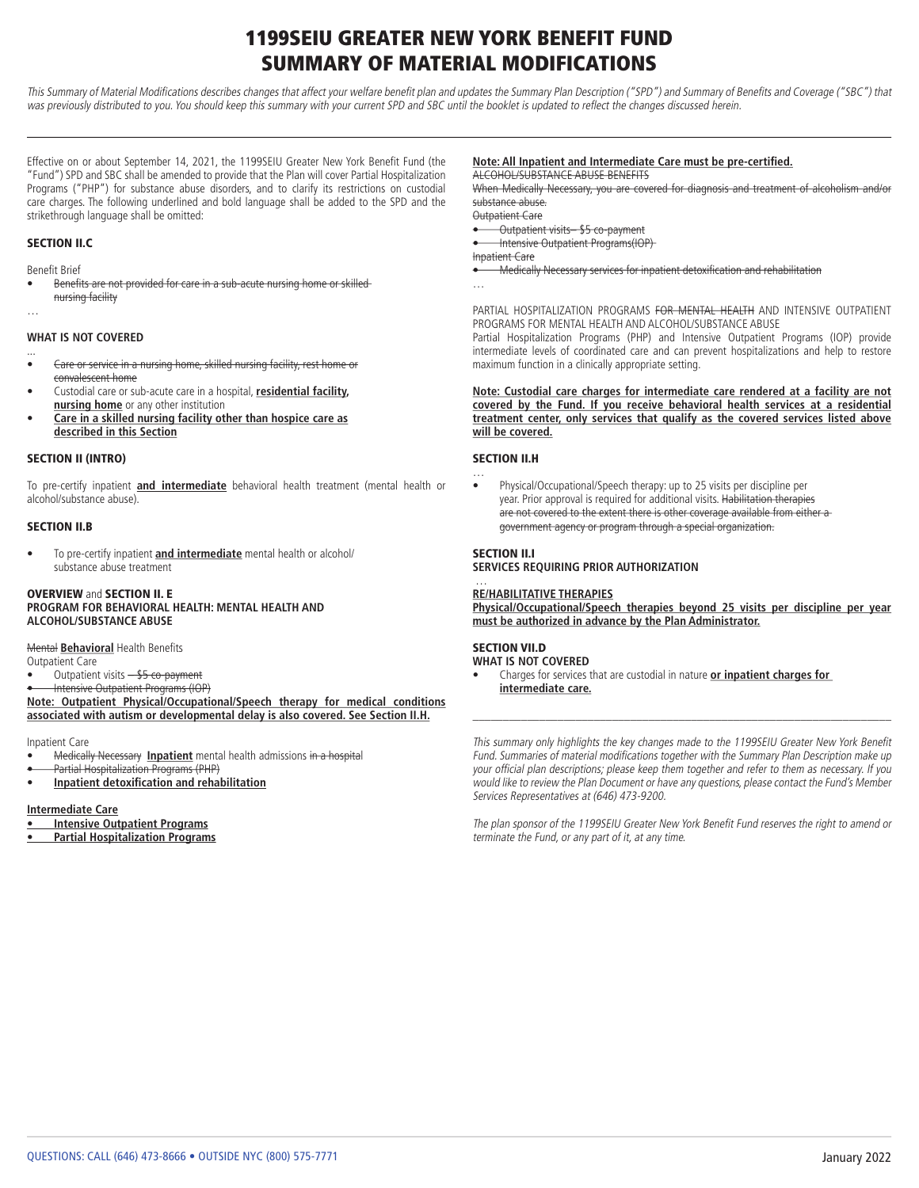# 1199SEIU GREATER NEW YORK BENEFIT FUND SUMMARY OF MATERIAL MODIFICATIONS

*This Summary of Material Modifications describes changes that affect your welfare benefit plan and updates the Summary Plan Description ("SPD") and Summary of Benefits and Coverage ("SBC") that was previously distributed to you. You should keep this summary with your current SPD and SBC until the booklet is updated to reflect the changes discussed herein.*

Effective on or about September 14, 2021, the 1199SEIU Greater New York Benefit Fund (the "Fund") SPD and SBC shall be amended to provide that the Plan will cover Partial Hospitalization Programs ("PHP") for substance abuse disorders, and to clarify its restrictions on custodial care charges. The following underlined and bold language shall be added to the SPD and the strikethrough language shall be omitted:

### SECTION II.C

Benefit Brief

- ~~Benefits are not provided for care in a sub-acute nursing home or skilled nursing facility~~

…

### WHAT IS NOT COVERED

...

- ~~Care or service in a nursing home, skilled nursing facility, rest home or convalescent home~~
- Custodial care or sub-acute care in a hospital, **<u>residential facility, nursing home</u>** or any other institution
- **<u>Care in a skilled nursing facility other than hospice care as described in this Section</u>**

### SECTION II (INTRO)

To pre-certify inpatient **<u>and intermediate</u>** behavioral health treatment (mental health or alcohol/substance abuse).

### SECTION II.B

- To pre-certify inpatient **<u>and intermediate</u>** mental health or alcohol/substance abuse treatment

### OVERVIEW and SECTION II. E
### PROGRAM FOR BEHAVIORAL HEALTH: MENTAL HEALTH AND ALCOHOL/SUBSTANCE ABUSE

~~Mental~~ **<u>Behavioral</u>** Health Benefits

Outpatient Care

- Outpatient visits ~~– $5 co-payment~~
- ~~Intensive Outpatient Programs (IOP)~~

**<u>Note: Outpatient Physical/Occupational/Speech therapy for medical conditions associated with autism or developmental delay is also covered. See Section II.H.</u>**

Inpatient Care

- ~~Medically Necessary~~ **<u>Inpatient</u>** mental health admissions ~~in a hospital~~
- ~~Partial Hospitalization Programs (PHP)~~
- **<u>Inpatient detoxification and rehabilitation</u>**

**<u>Intermediate Care</u>**

- **<u>Intensive Outpatient Programs</u>**
- **<u>Partial Hospitalization Programs</u>**

**<u>Note: All Inpatient and Intermediate Care must be pre-certified.</u>**

~~ALCOHOL/SUBSTANCE ABUSE BENEFITS~~

~~When Medically Necessary, you are covered for diagnosis and treatment of alcoholism and/or substance abuse.~~

~~Outpatient Care~~

- ~~Outpatient visits– $5 co-payment~~
- ~~Intensive Outpatient Programs(IOP)~~

~~Inpatient Care~~

- ~~Medically Necessary services for inpatient detoxification and rehabilitation~~

…

PARTIAL HOSPITALIZATION PROGRAMS ~~FOR MENTAL HEALTH~~ AND INTENSIVE OUTPATIENT PROGRAMS FOR MENTAL HEALTH AND ALCOHOL/SUBSTANCE ABUSE

Partial Hospitalization Programs (PHP) and Intensive Outpatient Programs (IOP) provide intermediate levels of coordinated care and can prevent hospitalizations and help to restore maximum function in a clinically appropriate setting.

**<u>Note: Custodial care charges for intermediate care rendered at a facility are not covered by the Fund. If you receive behavioral health services at a residential treatment center, only services that qualify as the covered services listed above will be covered.</u>**

### SECTION II.H

…

- Physical/Occupational/Speech therapy: up to 25 visits per discipline per year. Prior approval is required for additional visits. ~~Habilitation therapies are not covered to the extent there is other coverage available from either a government agency or program through a special organization.~~

### SECTION II.I
### SERVICES REQUIRING PRIOR AUTHORIZATION

…

**<u>RE/HABILITATIVE THERAPIES</u>**

**<u>Physical/Occupational/Speech therapies beyond 25 visits per discipline per year must be authorized in advance by the Plan Administrator.</u>**

### SECTION VII.D
### WHAT IS NOT COVERED

- Charges for services that are custodial in nature **<u>or inpatient charges for intermediate care.</u>**

---

*This summary only highlights the key changes made to the 1199SEIU Greater New York Benefit Fund. Summaries of material modifications together with the Summary Plan Description make up your official plan descriptions; please keep them together and refer to them as necessary. If you would like to review the Plan Document or have any questions, please contact the Fund's Member Services Representatives at (646) 473-9200.*

*The plan sponsor of the 1199SEIU Greater New York Benefit Fund reserves the right to amend or terminate the Fund, or any part of it, at any time.*

QUESTIONS: CALL (646) 473-8666 • OUTSIDE NYC (800) 575-7771

January 2022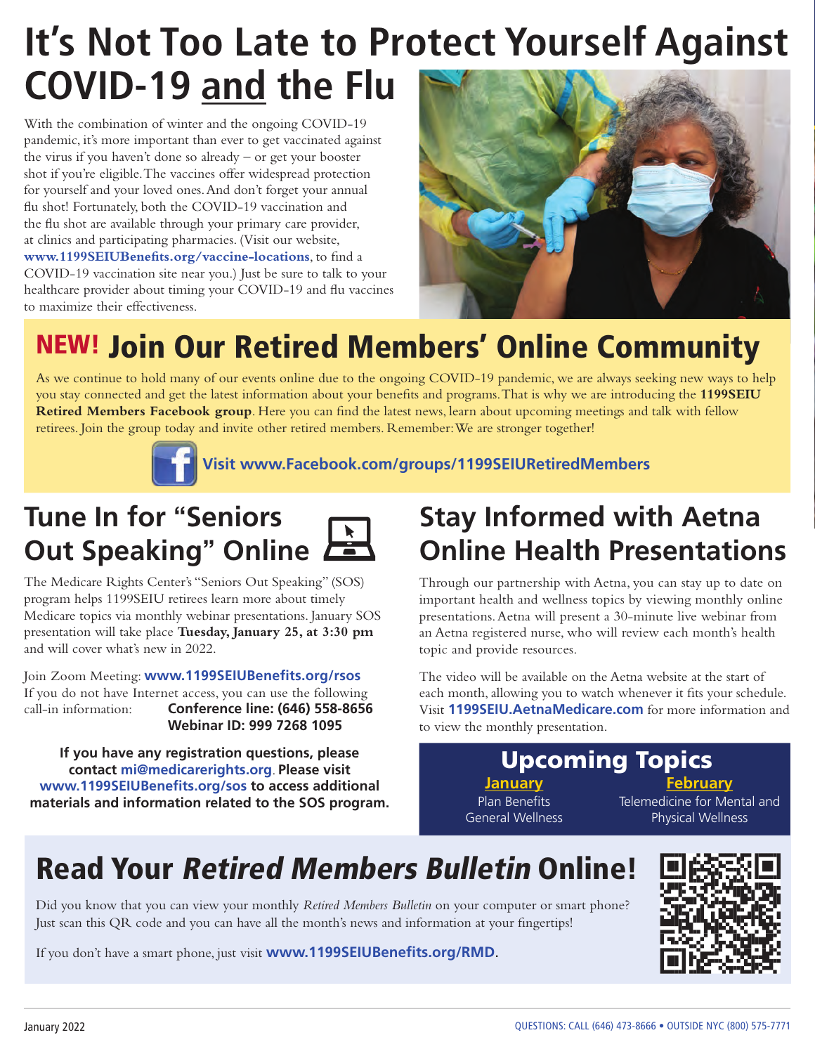# It's Not Too Late to Protect Yourself Against COVID-19 and the Flu

With the combination of winter and the ongoing COVID-19 pandemic, it's more important than ever to get vaccinated against the virus if you haven't done so already – or get your booster shot if you're eligible. The vaccines offer widespread protection for yourself and your loved ones. And don't forget your annual flu shot! Fortunately, both the COVID-19 vaccination and the flu shot are available through your primary care provider, at clinics and participating pharmacies. (Visit our website, **www.1199SEIUBenefits.org/vaccine-locations**, to find a COVID-19 vaccination site near you.) Just be sure to talk to your healthcare provider about timing your COVID-19 and flu vaccines to maximize their effectiveness.

## NEW! Join Our Retired Members' Online Community

As we continue to hold many of our events online due to the ongoing COVID-19 pandemic, we are always seeking new ways to help you stay connected and get the latest information about your benefits and programs. That is why we are introducing the **1199SEIU Retired Members Facebook group**. Here you can find the latest news, learn about upcoming meetings and talk with fellow retirees. Join the group today and invite other retired members. Remember: We are stronger together!

**Visit www.Facebook.com/groups/1199SEIURetiredMembers**

## Tune In for "Seniors Out Speaking" Online

The Medicare Rights Center's "Seniors Out Speaking" (SOS) program helps 1199SEIU retirees learn more about timely Medicare topics via monthly webinar presentations. January SOS presentation will take place **Tuesday, January 25, at 3:30 pm** and will cover what's new in 2022.

Join Zoom Meeting: **www.1199SEIUBenefits.org/rsos**

If you do not have Internet access, you can use the following call-in information: **Conference line: (646) 558-8656**
**Webinar ID: 999 7268 1095**

**If you have any registration questions, please contact mi@medicarerights.org. Please visit www.1199SEIUBenefits.org/sos to access additional materials and information related to the SOS program.**

## Stay Informed with Aetna Online Health Presentations

Through our partnership with Aetna, you can stay up to date on important health and wellness topics by viewing monthly online presentations. Aetna will present a 30-minute live webinar from an Aetna registered nurse, who will review each month's health topic and provide resources.

The video will be available on the Aetna website at the start of each month, allowing you to watch whenever it fits your schedule. Visit **1199SEIU.AetnaMedicare.com** for more information and to view the monthly presentation.

### Upcoming Topics

**January**
Plan Benefits
General Wellness

**February**
Telemedicine for Mental and Physical Wellness

## Read Your *Retired Members Bulletin* Online!

Did you know that you can view your monthly *Retired Members Bulletin* on your computer or smart phone? Just scan this QR code and you can have all the month's news and information at your fingertips!

If you don't have a smart phone, just visit **www.1199SEIUBenefits.org/RMD**.